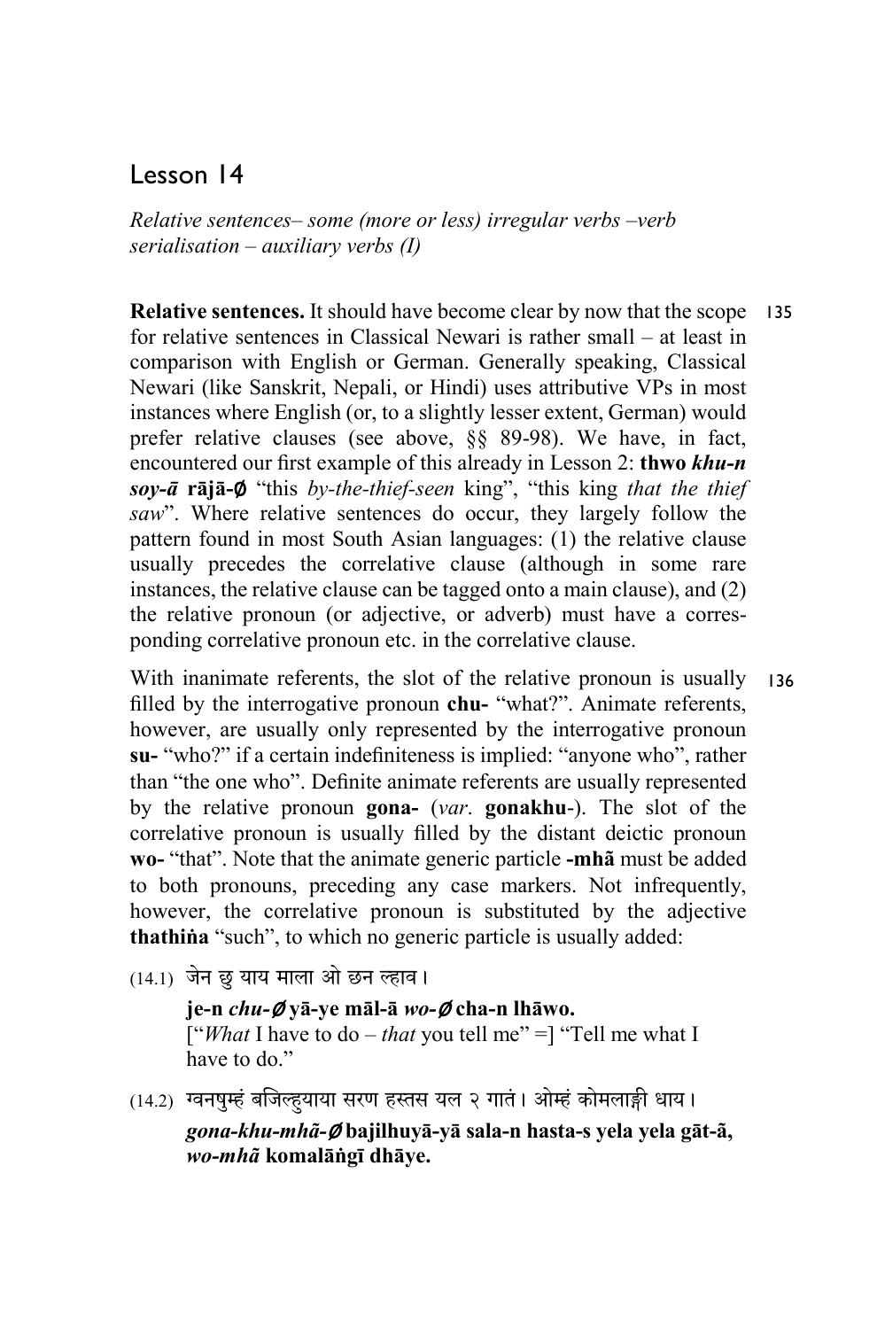# Lesson 14

*Relative sentences– some (more or less) irregular verbs –verb serialisation – auxiliary verbs (I)*

135 **Relative sentences.** It should have become clear by now that the scope for relative sentences in Classical Newari is rather small – at least in comparison with English or German. Generally speaking, Classical Newari (like Sanskrit, Nepali, or Hindi) uses attributive VPs in most instances where English (or, to a slightly lesser extent, German) would prefer relative clauses (see above, §§ 89-98). We have, in fact, encountered our first example of this already in Lesson 2: **thwo *khu-n soy-ā* rājā-∅** "this *by-the-thief-seen* king", "this king *that the thief saw*". Where relative sentences do occur, they largely follow the pattern found in most South Asian languages: (1) the relative clause usually precedes the correlative clause (although in some rare instances, the relative clause can be tagged onto a main clause), and (2) the relative pronoun (or adjective, or adverb) must have a corresponding correlative pronoun etc. in the correlative clause.

136 With inanimate referents, the slot of the relative pronoun is usually filled by the interrogative pronoun **chu-** "what?". Animate referents, however, are usually only represented by the interrogative pronoun **su-** "who?" if a certain indefiniteness is implied: "anyone who", rather than "the one who". Definite animate referents are usually represented by the relative pronoun **gona-** (*var*. **gonakhu**-). The slot of the correlative pronoun is usually filled by the distant deictic pronoun **wo-** "that". Note that the animate generic particle **-mhã** must be added to both pronouns, preceding any case markers. Not infrequently, however, the correlative pronoun is substituted by the adjective **thathiṅa** "such", to which no generic particle is usually added:

(14.1) जेन छु याय माला ओ छन ल्हाव।

**je-n *chu-∅* yā-ye māl-ā *wo-∅* cha-n lhāwo.**

["*What* I have to do – *that* you tell me" =] "Tell me what I have to do."

(14.2) ग्वनषुम्हं बजिल्हुयाया सरण हस्तस यल २ गातं। ओम्हं कोमलाङ्गी धाय।

***gona-khu-mhã-∅* bajilhuyā-yā sala-n hasta-s yela yela gāt-ã, *wo-mhã* komalāṅgī dhāye.**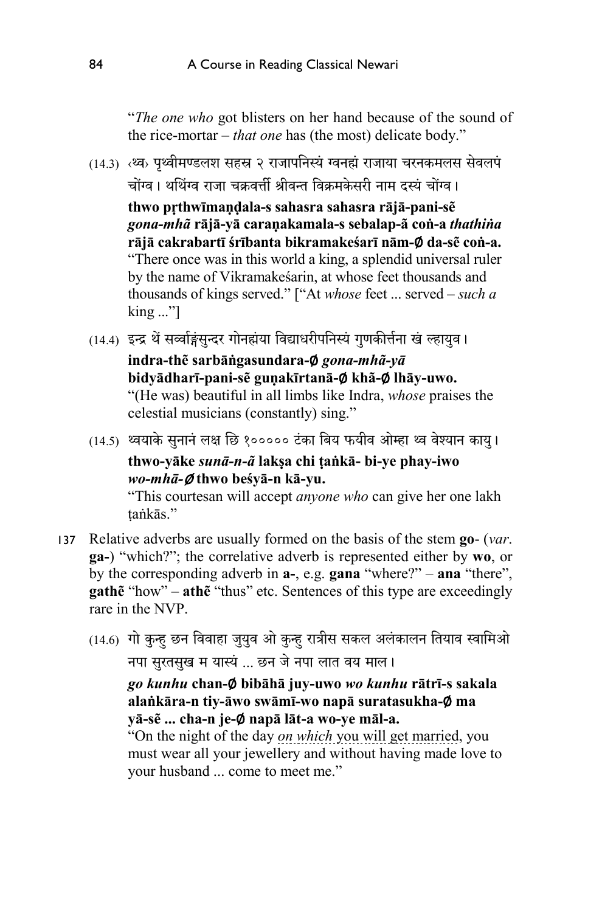"*The one who* got blisters on her hand because of the sound of the rice-mortar – *that one* has (the most) delicate body."

(14.3) ‹थ्व› पृथ्वीमण्डलश सहस्र २ राजापनिस्यं ग्वनह्मं राजाया चरनकमलस सेवलपं चोंग्व। थथिंग्व राजा चक्रवर्त्ती श्रीवन्त विक्रमकेसरी नाम दस्यं चोंग्व।

**thwo pṛthwīmaṇḍala-s sahasra sahasra rājā-pani-sẽ *gona-mhã* rājā-yā caraṇakamala-s sebalap-ã coṅ-a *thathiṅa* rājā cakrabartī śrībanta bikramakeśarī nām-∅ da-sẽ coṅ-a.**

"There once was in this world a king, a splendid universal ruler by the name of Vikramakeśarin, at whose feet thousands and thousands of kings served." ["At *whose* feet ... served – *such a* king ..."]

(14.4) इन्द्र थें सर्व्वाङ्गसुन्दर गोनह्मंया विद्याधरीपनिस्यं गुणकीर्त्तना खं ल्हायुव।

**indra-thẽ sarbāṅgasundara-∅ *gona-mhã-yā* bidyādharī-pani-sẽ guṇakīrtanā-∅ khã-∅ lhāy-uwo.**

"(He was) beautiful in all limbs like Indra, *whose* praises the celestial musicians (constantly) sing."

(14.5) थ्वयाके सुनानं लक्ष छि १००००० टंका बिय फयीव ओम्हा थ्व वेश्यान कायु।

**thwo-yāke *sunā-n-ã* lakṣa chi ṭaṅkā- bi-ye phay-iwo *wo-mhā-∅* thwo beśyā-n kā-yu.**

"This courtesan will accept *anyone who* can give her one lakh ṭaṅkās."

137 Relative adverbs are usually formed on the basis of the stem **go-** (*var.* **ga-**) "which?"; the correlative adverb is represented either by **wo**, or by the corresponding adverb in **a-**, e.g. **gana** "where?" – **ana** "there", **gathẽ** "how" – **athẽ** "thus" etc. Sentences of this type are exceedingly rare in the NVP.

(14.6) गो कुन्हु छन विवाहा जुयुव ओ कुन्हु रात्रीस सकल अलंकालन तियाव स्वामिओ नपा सुरतसुख म यास्यं ... छन जे नपा लात वय माल।

***go kunhu* chan-∅ bibāhā juy-uwo *wo kunhu* rātrī-s sakala alaṅkāra-n tiy-āwo swāmī-wo napā suratasukha-∅ ma yā-sẽ ... cha-n je-∅ napā lāt-a wo-ye māl-a.**

"On the night of the day *on which* you will get married, you must wear all your jewellery and without having made love to your husband ... come to meet me."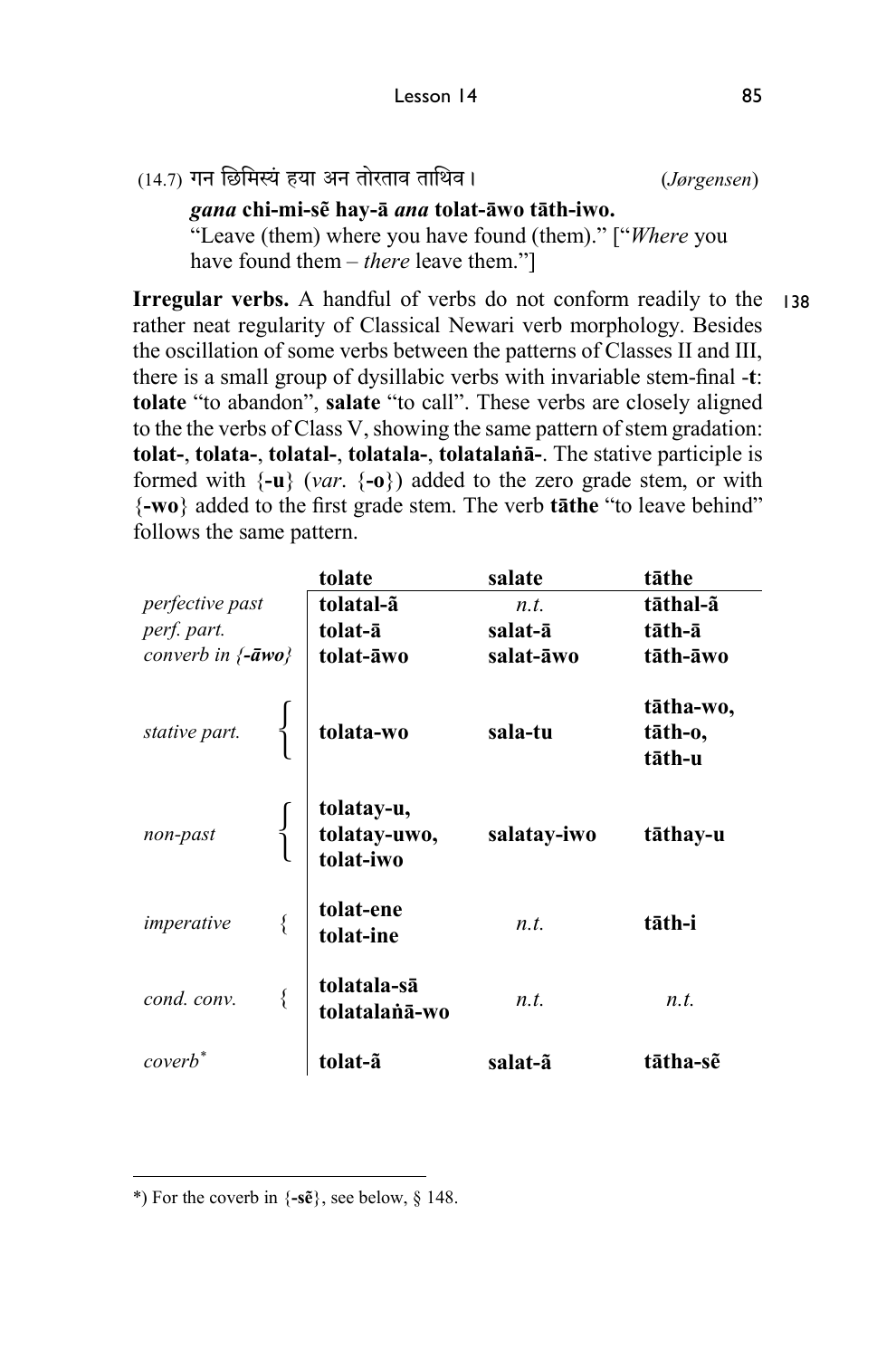(14.7) गन छिमिस्यं हया अन तोरताव ताथिव। (*Jørgensen*)

***gana* chi-mi-sẽ hay-ā *ana* tolat-āwo tāth-iwo.**
"Leave (them) where you have found (them)." ["*Where* you have found them – *there* leave them."]

**Irregular verbs.** A handful of verbs do not conform readily to the rather neat regularity of Classical Newari verb morphology. Besides the oscillation of some verbs between the patterns of Classes II and III, there is a small group of dysillabic verbs with invariable stem-final -**t**: **tolate** "to abandon", **salate** "to call". These verbs are closely aligned to the the verbs of Class V, showing the same pattern of stem gradation: **tolat-**, **tolata-**, **tolatal-**, **tolatala-**, **tolatalaṅā-**. The stative participle is formed with {**-u**} (*var.* {**-o**}) added to the zero grade stem, or with {**-wo**} added to the first grade stem. The verb **tāthe** "to leave behind" follows the same pattern. 138

| | **tolate** | **salate** | **tāthe** |
|---|---|---|---|
| *perfective past* | **tolatal-ã** | *n.t.* | **tāthal-ã** |
| *perf. part.* | **tolat-ā** | **salat-ā** | **tāth-ā** |
| *converb in {-āwo}* | **tolat-āwo** | **salat-āwo** | **tāth-āwo** |
| *stative part.* | **tolata-wo** | **sala-tu** | **tātha-wo, tāth-o, tāth-u** |
| *non-past* | **tolatay-u, tolatay-uwo, tolat-iwo** | **salatay-iwo** | **tāthay-u** |
| *imperative* | **tolat-ene tolat-ine** | *n.t.* | **tāth-i** |
| *cond. conv.* | **tolatala-sā tolatalaṅā-wo** | *n.t.* | *n.t.* |
| *coverb*[*] | **tolat-ã** | **salat-ã** | **tātha-sẽ** |

*) For the coverb in {**-sẽ**}, see below, § 148.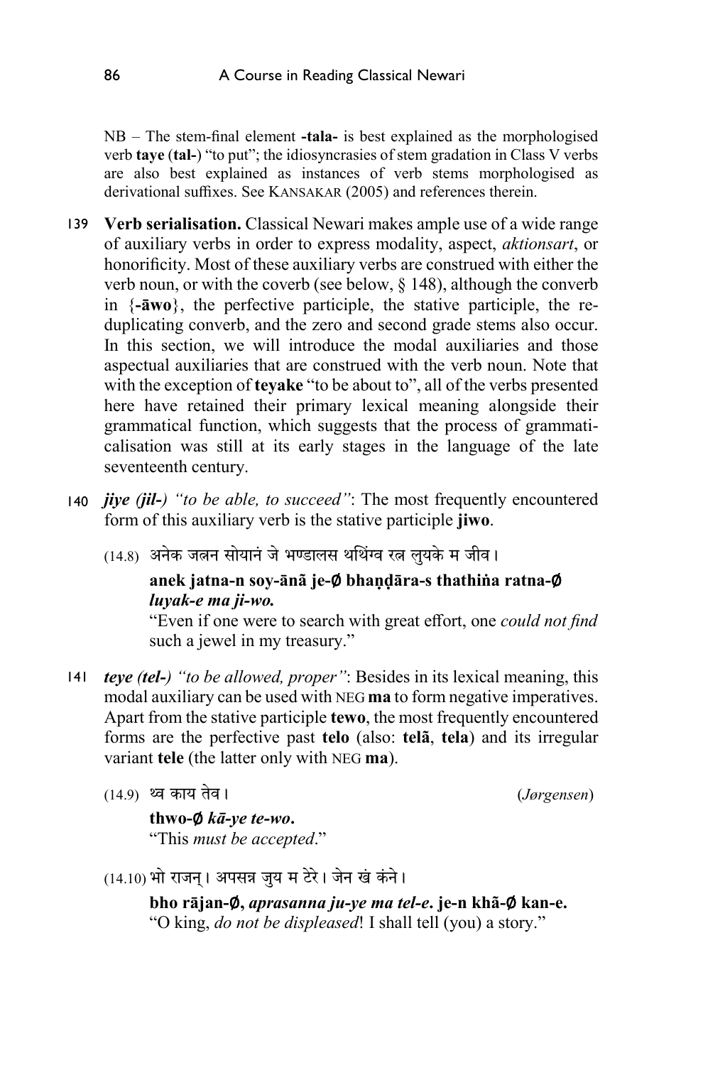NB – The stem-final element **-tala-** is best explained as the morphologised verb **taye** (**tal-**) "to put"; the idiosyncrasies of stem gradation in Class V verbs are also best explained as instances of verb stems morphologised as derivational suffixes. See KANSAKAR (2005) and references therein.

139 **Verb serialisation.** Classical Newari makes ample use of a wide range of auxiliary verbs in order to express modality, aspect, *aktionsart*, or honorificity. Most of these auxiliary verbs are construed with either the verb noun, or with the coverb (see below, § 148), although the converb in {**-āwo**}, the perfective participle, the stative participle, the reduplicating converb, and the zero and second grade stems also occur. In this section, we will introduce the modal auxiliaries and those aspectual auxiliaries that are construed with the verb noun. Note that with the exception of **teyake** "to be about to", all of the verbs presented here have retained their primary lexical meaning alongside their grammatical function, which suggests that the process of grammaticalisation was still at its early stages in the language of the late seventeenth century.

140 ***jiye (jil-)*** *"to be able, to succeed"*: The most frequently encountered form of this auxiliary verb is the stative participle **jiwo**.

(14.8) अनेक जत्नन सोयानं जे भण्डालस थथिंग्व रत्न लुयके म जीव।

**anek jatna-n soy-ānã je-∅ bhaṇḍāra-s thathiṅa ratna-∅ *luyak-e ma ji-wo.***

"Even if one were to search with great effort, one *could not find* such a jewel in my treasury."

141 ***teye (tel-)*** *"to be allowed, proper"*: Besides in its lexical meaning, this modal auxiliary can be used with NEG **ma** to form negative imperatives. Apart from the stative participle **tewo**, the most frequently encountered forms are the perfective past **telo** (also: **telā**, **tela**) and its irregular variant **tele** (the latter only with NEG **ma**).

(14.9) थ्व काय तेव। (*Jørgensen*)

**thwo-∅ *kā-ye te-wo*.**

"This *must be accepted*."

(14.10) भो राजन्। अपसन्न जुय म टेरे। जेन खं कंने।

**bho rājan-∅, *aprasanna ju-ye ma tel-e*. je-n khã-∅ kan-e.**

"O king, *do not be displeased*! I shall tell (you) a story."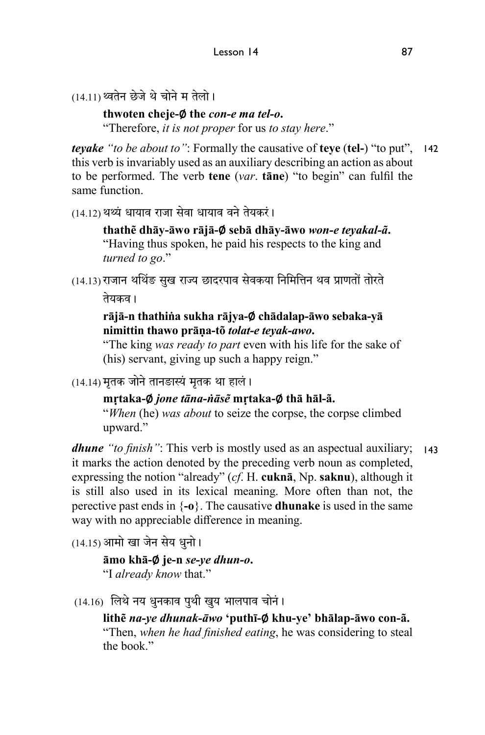(14.11) थ्वतेन छेजे थे चोने म तेलो।

**thwoten cheje-∅ the *con-e ma tel-o*.**
"Therefore, *it is not proper* for us *to stay here*."

***teyake*** *"to be about to"*: Formally the causative of **teye** (**tel-**) "to put", this verb is invariably used as an auxiliary describing an action as about to be performed. The verb **tene** (*var*. **tāne**) "to begin" can fulfil the same function. 142

(14.12) थथ्यं धायाव राजा सेवा धायाव वने तेयकरं।

**thathẽ dhāy-āwo rājā-∅ sebā dhāy-āwo *won-e teyakal-ã*.**
"Having thus spoken, he paid his respects to the king and *turned to go*."

(14.13) राजान थथिंङ सुख राज्य छादरपाव सेवकया निमित्तिन थव प्राणतों तोरते तेयकव।

**rājā-n thathiṅa sukha rājya-∅ chādalap-āwo sebaka-yā nimittin thawo prāṇa-tõ *tolat-e teyak-awo*.**
"The king *was ready to part* even with his life for the sake of (his) servant, giving up such a happy reign."

(14.14) मृतक जोने तानङास्यं मृतक था हालं।

**mṛtaka-∅ *jone tāna-ṅāsẽ* mṛtaka-∅ thā hāl-ã.**
"*When* (he) *was about* to seize the corpse, the corpse climbed upward."

***dhune*** *"to finish"*: This verb is mostly used as an aspectual auxiliary; it marks the action denoted by the preceding verb noun as completed, expressing the notion "already" (*cf*. H. **cuknā**, Np. **saknu**), although it is still also used in its lexical meaning. More often than not, the perective past ends in {**-o**}. The causative **dhunake** is used in the same way with no appreciable difference in meaning. 143

(14.15) आमो खा जेन सेय धुनो।

**āmo khā-∅ je-n *se-ye dhun-o*.**
"I *already know* that."

(14.16) लिथे नय धुनकाव पुथी खुय भालपाव चोनं।

**lithẽ *na-ye dhunak-āwo* 'puthī-∅ khu-ye' bhālap-āwo con-ã.**
"Then, *when he had finished eating*, he was considering to steal the book."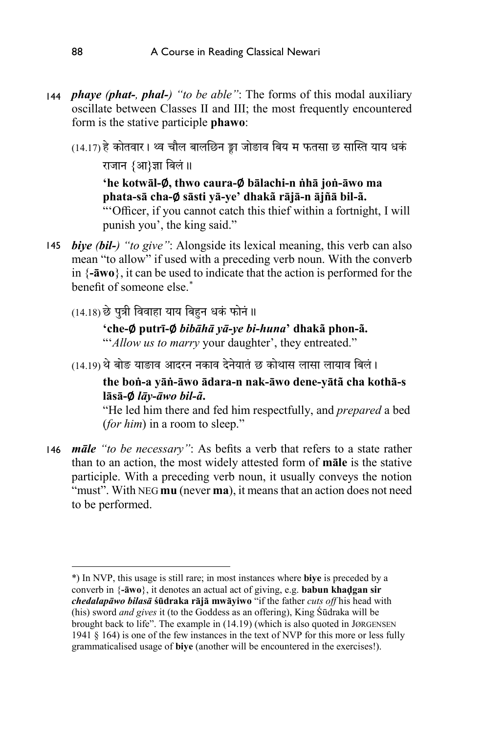144 ***phaye (phat-, phal-)*** *"to be able"*: The forms of this modal auxiliary oscillate between Classes II and III; the most frequently encountered form is the stative participle **phawo**:

(14.17) हे कोतवार। थ्व चौल बालछिन ङ्हा जोङाव बिय म फतसा छ सास्ति याय धकं राजान {आ}ज्ञा बिलं॥

**'he kotwāl-∅, thwo caura-∅ bālachi-n ṅhā joṅ-āwo ma phata-sā cha-∅ sāsti yā-ye' dhakā̃ rājā-n ājñā bil-ã.**

"'Officer, if you cannot catch this thief within a fortnight, I will punish you', the king said."

145 ***biye (bil-)*** *"to give"*: Alongside its lexical meaning, this verb can also mean "to allow" if used with a preceding verb noun. With the converb in {**-āwo**}, it can be used to indicate that the action is performed for the benefit of someone else.*

(14.18) छे पुत्री विवाहा याय बिहुन धकं फोनं॥

**'che-∅ putrī-∅ *bibāhā yā-ye bi-huna*' dhakā̃ phon-ã.**

"'*Allow us to marry* your daughter', they entreated."

(14.19) थे बोङ याङाव आदरन नकाव देनेयातं छ कोथास लासा लायाव बिलं।

**the boṅ-a yāṅ-āwo ādara-n nak-āwo dene-yātã cha kothā-s lāsā-∅ *lāy-āwo bil-ã*.**

"He led him there and fed him respectfully, and *prepared* a bed (*for him*) in a room to sleep."

146 ***māle*** *"to be necessary"*: As befits a verb that refers to a state rather than to an action, the most widely attested form of **māle** is the stative participle. With a preceding verb noun, it usually conveys the notion "must". With NEG **mu** (never **ma**), it means that an action does not need to be performed.

---

*) In NVP, this usage is still rare; in most instances where **biye** is preceded by a converb in {**-āwo**}, it denotes an actual act of giving, e.g. **babun khaḍgan sir *chedalapāwo bilasā* śūdraka rājā mwāyiwo** "if the father *cuts off* his head with (his) sword *and gives* it (to the Goddess as an offering), King Śūdraka will be brought back to life". The example in (14.19) (which is also quoted in JØRGENSEN 1941 § 164) is one of the few instances in the text of NVP for this more or less fully grammaticalised usage of **biye** (another will be encountered in the exercises!).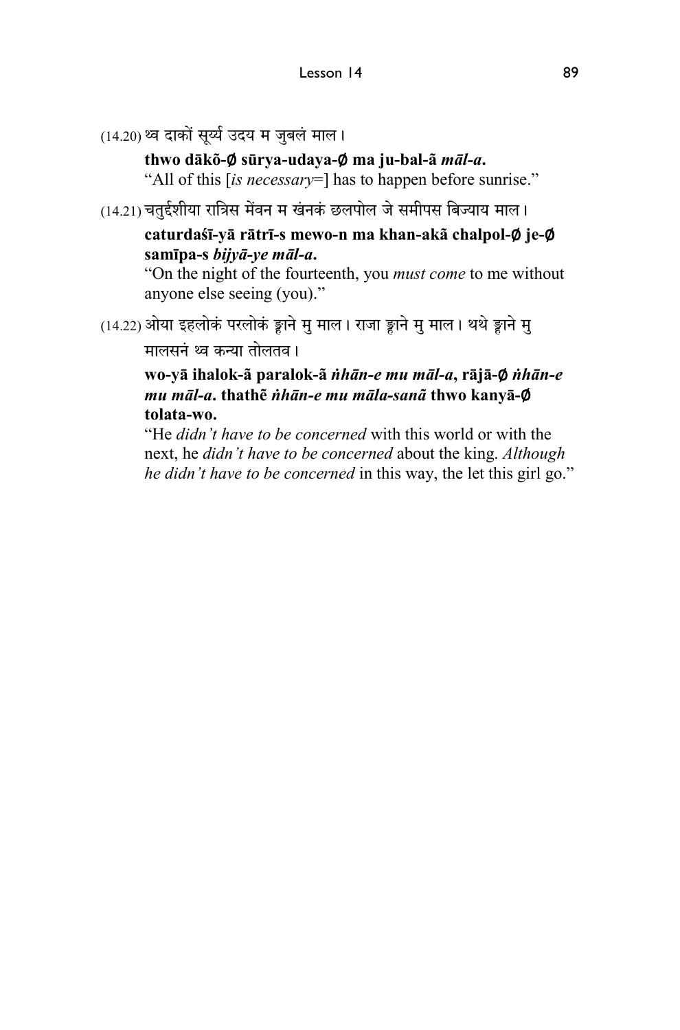(14.20) थ्व दाकों सूर्य्य उदय म जुबलं माल।

**thwo dākõ-∅ sūrya-udaya-∅ ma ju-bal-ã *māl-a*.**
"All of this [*is necessary*=] has to happen before sunrise."

(14.21) चतुर्द्दशीया रात्रिस मेंवन म खंनकं छलपोल जे समीपस बिज्याय माल।

**caturdaśī-yā rātrī-s mewo-n ma khan-akã chalpol-∅ je-∅ samīpa-s *bijyā-ye māl-a*.**
"On the night of the fourteenth, you *must come* to me without anyone else seeing (you)."

(14.22) ओया इहलोकं परलोकं ङ्गाने मु माल। राजा ङ्गाने मु माल। थथे ङ्गाने मु मालसनं थ्व कन्या तोलतव।

**wo-yā ihalok-ã paralok-ã *ṅhān-e mu māl-a*, rājā-∅ *ṅhān-e mu māl-a*. thathẽ *ṅhān-e mu māla-sanã* thwo kanyā-∅ tolata-wo.**
"He *didn't have to be concerned* with this world or with the next, he *didn't have to be concerned* about the king. *Although he didn't have to be concerned* in this way, the let this girl go."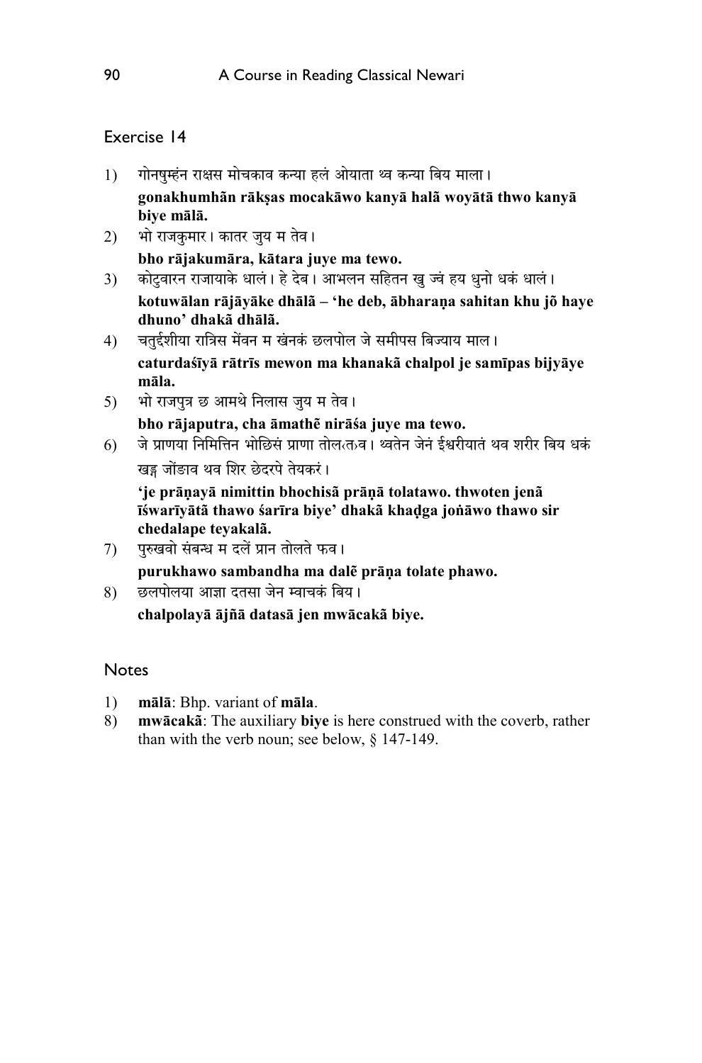## Exercise 14

1) गोनषुम्हं राक्षस मोचकाव कन्या हलं ओयाता थ्व कन्या बिय माला।
   **gonakhumhãn rākṣas mocakāwo kanyā halã woyātā thwo kanyā biye mālā.**
2) भो राजकुमार। कातर जुय म तेव।
   **bho rājakumāra, kātara juye ma tewo.**
3) कोटुवारन राजायाके धालं। हे देब। आभलन सहितन खु ज्वं हय धुनो धकं धालं।
   **kotuwālan rājāyāke dhālã – 'he deb, ābharaṇa sahitan khu jõ haye dhuno' dhakã dhālã.**
4) चतुर्द्दशीया रात्रिस मेंवन म खंनकं छलपोल जे समीपस बिज्याय माल।
   **caturdaśīyā rātrīs mewon ma khanakã chalpol je samīpas bijyāye māla.**
5) भो राजपुत्र छ आमथे निलास जुय म तेव।
   **bho rājaputra, cha āmathẽ nirāśa juye ma tewo.**
6) जे प्राणया निमित्तिन भोछिसं प्राणा तोल‹त›व। थ्वतेन जेनं ईश्वरीयातं थव शरीर बिय धकं खड्ग जोंङाव थव शिर छेदरपे तेयकरं।
   **'je prāṇayā nimittin bhochisã prāṇā tolatawo. thwoten jenã īśwarīyātã thawo śarīra biye' dhakã khaḍga joṅāwo thawo sir chedalape teyakalã.**
7) पुरुखवो संबन्ध म दलें प्रान तोलते फव।
   **purukhawo sambandha ma dalẽ prāṇa tolate phawo.**
8) छलपोलया आज्ञा दतसा जेन म्वाचकं बिय।
   **chalpolayā ājñā datasā jen mwācakã biye.**

## Notes

1) **mālā**: Bhp. variant of **māla**.
8) **mwācakã**: The auxiliary **biye** is here construed with the coverb, rather than with the verb noun; see below, § 147-149.